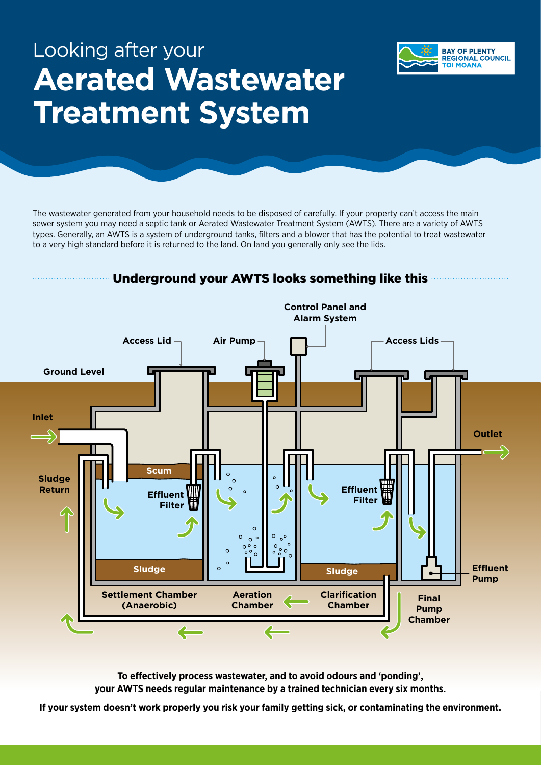Looking after your

# Aerated Wastewater Treatment System

BAY OF PLENTY REGIONAL COUNCIL TOI MOANA

The wastewater generated from your household needs to be disposed of carefully. If your property can't access the main sewer system you may need a septic tank or Aerated Wastewater Treatment System (AWTS). There are a variety of AWTS types. Generally, an AWTS is a system of underground tanks, filters and a blower that has the potential to treat wastewater to a very high standard before it is returned to the land. On land you generally only see the lids.

## Underground your AWTS looks something like this

Control Panel and Alarm System

Access Lid

Air Pump

Access Lids

Ground Level

Inlet

Outlet

Scum

Sludge Return

Effluent Filter

Effluent Filter

Sludge

Sludge

Effluent Pump

Settlement Chamber (Anaerobic)

Aeration Chamber

Clarification Chamber

Final Pump Chamber

**To effectively process wastewater, and to avoid odours and 'ponding', your AWTS needs regular maintenance by a trained technician every six months.**

**If your system doesn't work properly you risk your family getting sick, or contaminating the environment.**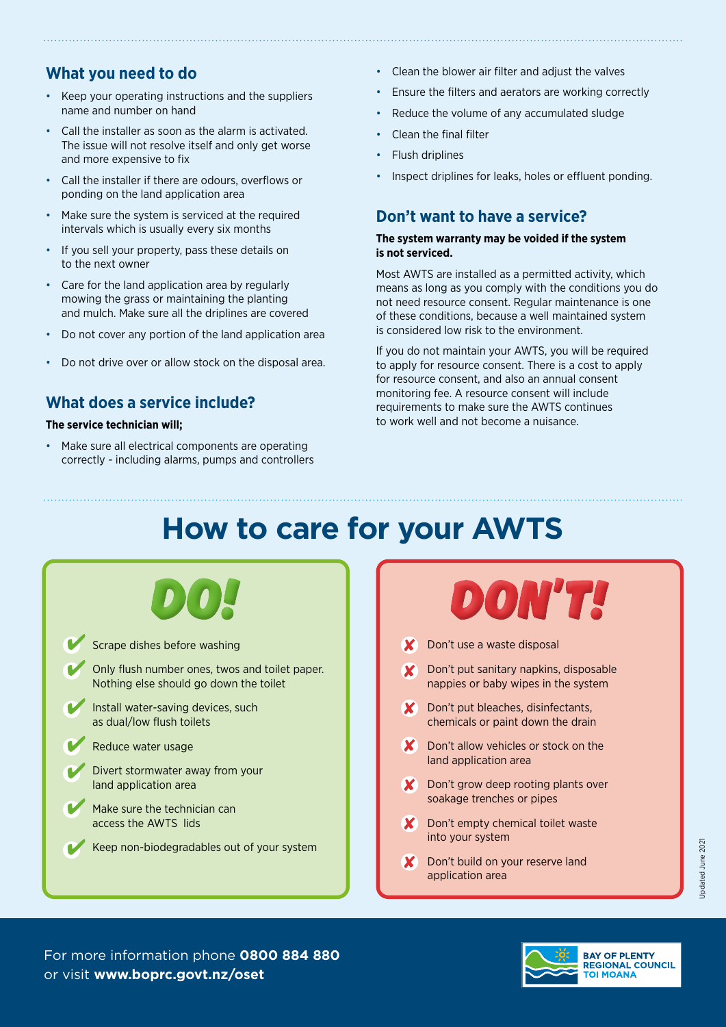## What you need to do

- Keep your operating instructions and the suppliers name and number on hand
- Call the installer as soon as the alarm is activated. The issue will not resolve itself and only get worse and more expensive to fix
- Call the installer if there are odours, overflows or ponding on the land application area
- Make sure the system is serviced at the required intervals which is usually every six months
- If you sell your property, pass these details on to the next owner
- Care for the land application area by regularly mowing the grass or maintaining the planting and mulch. Make sure all the driplines are covered
- Do not cover any portion of the land application area
- Do not drive over or allow stock on the disposal area.

## What does a service include?

**The service technician will;**

- Make sure all electrical components are operating correctly - including alarms, pumps and controllers
- Clean the blower air filter and adjust the valves
- Ensure the filters and aerators are working correctly
- Reduce the volume of any accumulated sludge
- Clean the final filter
- Flush driplines
- Inspect driplines for leaks, holes or effluent ponding.

## Don't want to have a service?

**The system warranty may be voided if the system is not serviced.**

Most AWTS are installed as a permitted activity, which means as long as you comply with the conditions you do not need resource consent. Regular maintenance is one of these conditions, because a well maintained system is considered low risk to the environment.

If you do not maintain your AWTS, you will be required to apply for resource consent. There is a cost to apply for resource consent, and also an annual consent monitoring fee. A resource consent will include requirements to make sure the AWTS continues to work well and not become a nuisance.

# How to care for your AWTS

## DO!

- ✔ Scrape dishes before washing
- ✔ Only flush number ones, twos and toilet paper. Nothing else should go down the toilet
- ✔ Install water-saving devices, such as dual/low flush toilets
- ✔ Reduce water usage
- ✔ Divert stormwater away from your land application area
- ✔ Make sure the technician can access the AWTS lids
- ✔ Keep non-biodegradables out of your system

## DON'T!

- ✘ Don't use a waste disposal
- ✘ Don't put sanitary napkins, disposable nappies or baby wipes in the system
- ✘ Don't put bleaches, disinfectants, chemicals or paint down the drain
- ✘ Don't allow vehicles or stock on the land application area
- ✘ Don't grow deep rooting plants over soakage trenches or pipes
- ✘ Don't empty chemical toilet waste into your system
- ✘ Don't build on your reserve land application area

Updated June 2021

For more information phone **0800 884 880** or visit **www.boprc.govt.nz/oset**

BAY OF PLENTY REGIONAL COUNCIL TOI MOANA